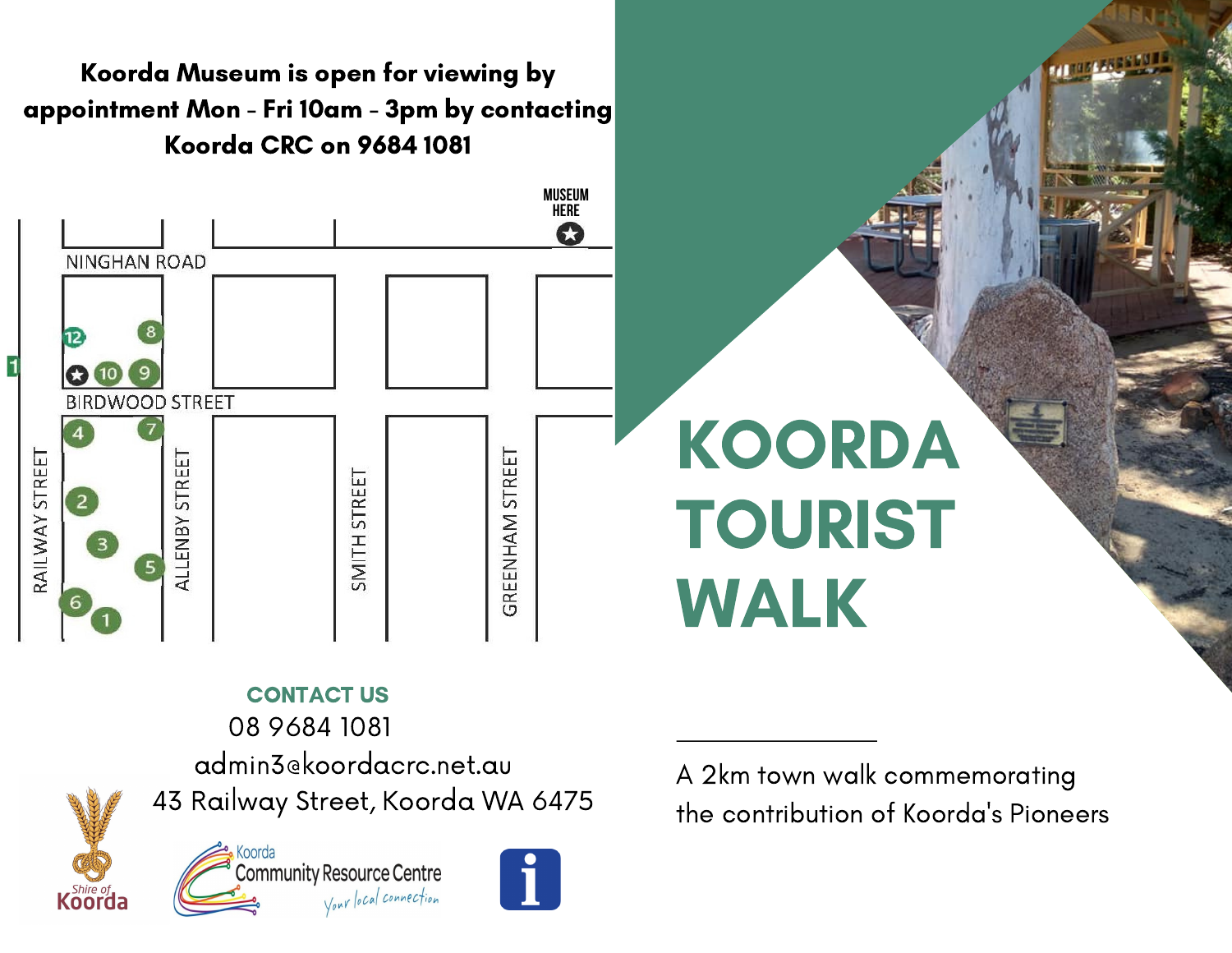**Koorda Museum is open for viewing by appointment Mon - Fri 10am - 3pm by contacting Koorda CRC on 9684 1081**

MUSEUM HERE

NINGHAN ROAD

BIRDWOOD STREET

RAILWAY STREET

ALLENBY STREET

SMITH STREET

GREENHAM STREET

## CONTACT US

08 9684 1081

admin3@koordacrc.net.au

43 Railway Street, Koorda WA 6475

Shire of Koorda

Koorda Community Resource Centre *Your local connection*

# KOORDA TOURIST WALK

A 2km town walk commemorating the contribution of Koorda's Pioneers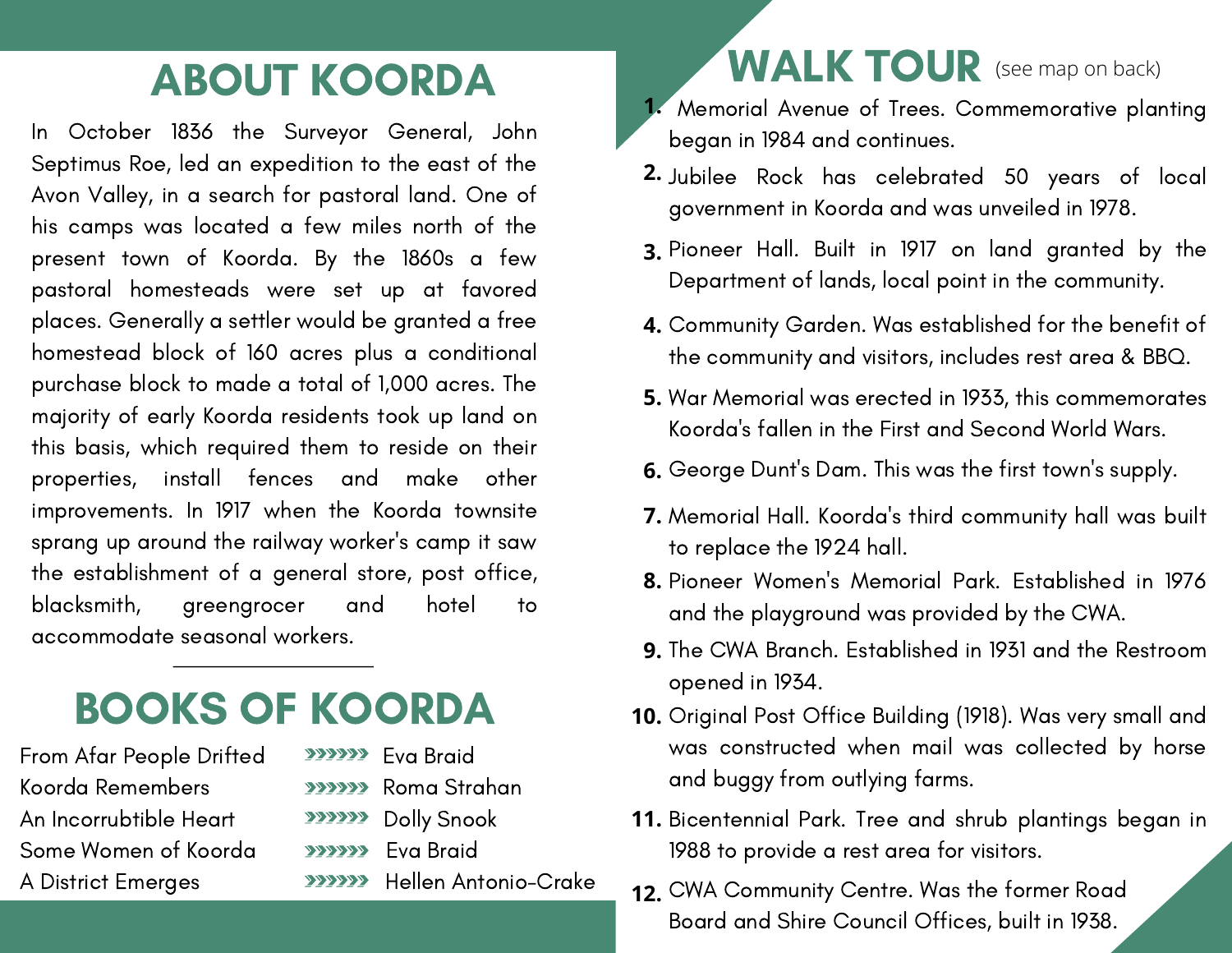## ABOUT KOORDA

In October 1836 the Surveyor General, John Septimus Roe, led an expedition to the east of the Avon Valley, in a search for pastoral land. One of his camps was located a few miles north of the present town of Koorda. By the 1860s a few pastoral homesteads were set up at favored places. Generally a settler would be granted a free homestead block of 160 acres plus a conditional purchase block to made a total of 1,000 acres. The majority of early Koorda residents took up land on this basis, which required them to reside on their properties, install fences and make other improvements. In 1917 when the Koorda townsite sprang up around the railway worker's camp it saw the establishment of a general store, post office, blacksmith, greengrocer and hotel to accommodate seasonal workers.

---

## BOOKS OF KOORDA

| | |
|---|---|
| From Afar People Drifted | Eva Braid |
| Koorda Remembers | Roma Strahan |
| An Incorrubtible Heart | Dolly Snook |
| Some Women of Koorda | Eva Braid |
| A District Emerges | Hellen Antonio-Crake |

## WALK TOUR (see map on back)

1. Memorial Avenue of Trees. Commemorative planting began in 1984 and continues.
2. Jubilee Rock has celebrated 50 years of local government in Koorda and was unveiled in 1978.
3. Pioneer Hall. Built in 1917 on land granted by the Department of lands, local point in the community.
4. Community Garden. Was established for the benefit of the community and visitors, includes rest area & BBQ.
5. War Memorial was erected in 1933, this commemorates Koorda's fallen in the First and Second World Wars.
6. George Dunt's Dam. This was the first town's supply.
7. Memorial Hall. Koorda's third community hall was built to replace the 1924 hall.
8. Pioneer Women's Memorial Park. Established in 1976 and the playground was provided by the CWA.
9. The CWA Branch. Established in 1931 and the Restroom opened in 1934.
10. Original Post Office Building (1918). Was very small and was constructed when mail was collected by horse and buggy from outlying farms.
11. Bicentennial Park. Tree and shrub plantings began in 1988 to provide a rest area for visitors.
12. CWA Community Centre. Was the former Road Board and Shire Council Offices, built in 1938.